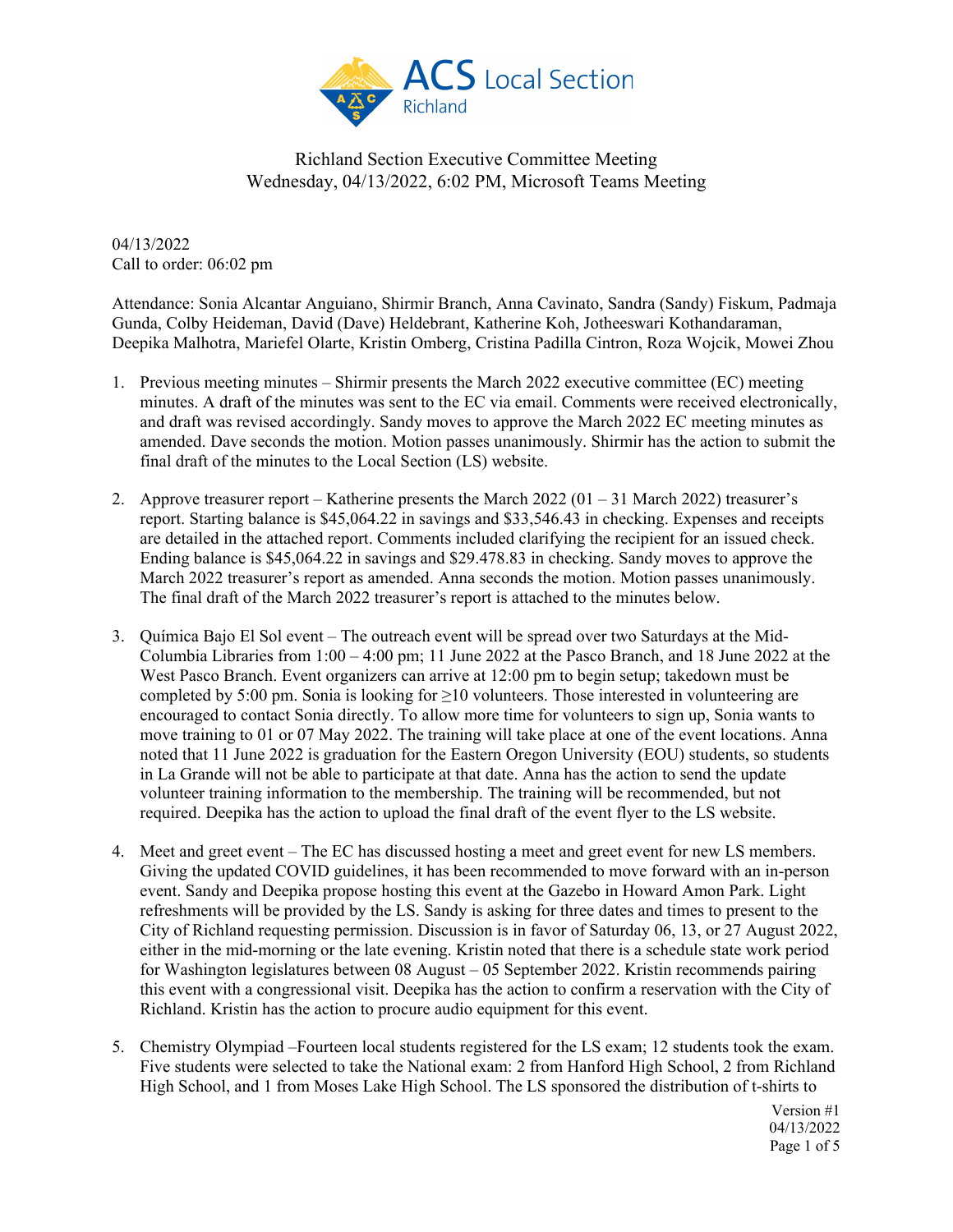# Richland Section Executive Committee Meeting
Wednesday, 04/13/2022, 6:02 PM, Microsoft Teams Meeting

04/13/2022
Call to order: 06:02 pm

Attendance: Sonia Alcantar Anguiano, Shirmir Branch, Anna Cavinato, Sandra (Sandy) Fiskum, Padmaja Gunda, Colby Heideman, David (Dave) Heldebrant, Katherine Koh, Jotheeswari Kothandaraman, Deepika Malhotra, Mariefel Olarte, Kristin Omberg, Cristina Padilla Cintron, Roza Wojcik, Mowei Zhou

1. Previous meeting minutes – Shirmir presents the March 2022 executive committee (EC) meeting minutes. A draft of the minutes was sent to the EC via email. Comments were received electronically, and draft was revised accordingly. Sandy moves to approve the March 2022 EC meeting minutes as amended. Dave seconds the motion. Motion passes unanimously. Shirmir has the action to submit the final draft of the minutes to the Local Section (LS) website.

2. Approve treasurer report – Katherine presents the March 2022 (01 – 31 March 2022) treasurer's report. Starting balance is $45,064.22 in savings and $33,546.43 in checking. Expenses and receipts are detailed in the attached report. Comments included clarifying the recipient for an issued check. Ending balance is $45,064.22 in savings and $29.478.83 in checking. Sandy moves to approve the March 2022 treasurer's report as amended. Anna seconds the motion. Motion passes unanimously. The final draft of the March 2022 treasurer's report is attached to the minutes below.

3. Química Bajo El Sol event – The outreach event will be spread over two Saturdays at the Mid-Columbia Libraries from 1:00 – 4:00 pm; 11 June 2022 at the Pasco Branch, and 18 June 2022 at the West Pasco Branch. Event organizers can arrive at 12:00 pm to begin setup; takedown must be completed by 5:00 pm. Sonia is looking for ≥10 volunteers. Those interested in volunteering are encouraged to contact Sonia directly. To allow more time for volunteers to sign up, Sonia wants to move training to 01 or 07 May 2022. The training will take place at one of the event locations. Anna noted that 11 June 2022 is graduation for the Eastern Oregon University (EOU) students, so students in La Grande will not be able to participate at that date. Anna has the action to send the update volunteer training information to the membership. The training will be recommended, but not required. Deepika has the action to upload the final draft of the event flyer to the LS website.

4. Meet and greet event – The EC has discussed hosting a meet and greet event for new LS members. Giving the updated COVID guidelines, it has been recommended to move forward with an in-person event. Sandy and Deepika propose hosting this event at the Gazebo in Howard Amon Park. Light refreshments will be provided by the LS. Sandy is asking for three dates and times to present to the City of Richland requesting permission. Discussion is in favor of Saturday 06, 13, or 27 August 2022, either in the mid-morning or the late evening. Kristin noted that there is a schedule state work period for Washington legislatures between 08 August – 05 September 2022. Kristin recommends pairing this event with a congressional visit. Deepika has the action to confirm a reservation with the City of Richland. Kristin has the action to procure audio equipment for this event.

5. Chemistry Olympiad –Fourteen local students registered for the LS exam; 12 students took the exam. Five students were selected to take the National exam: 2 from Hanford High School, 2 from Richland High School, and 1 from Moses Lake High School. The LS sponsored the distribution of t-shirts to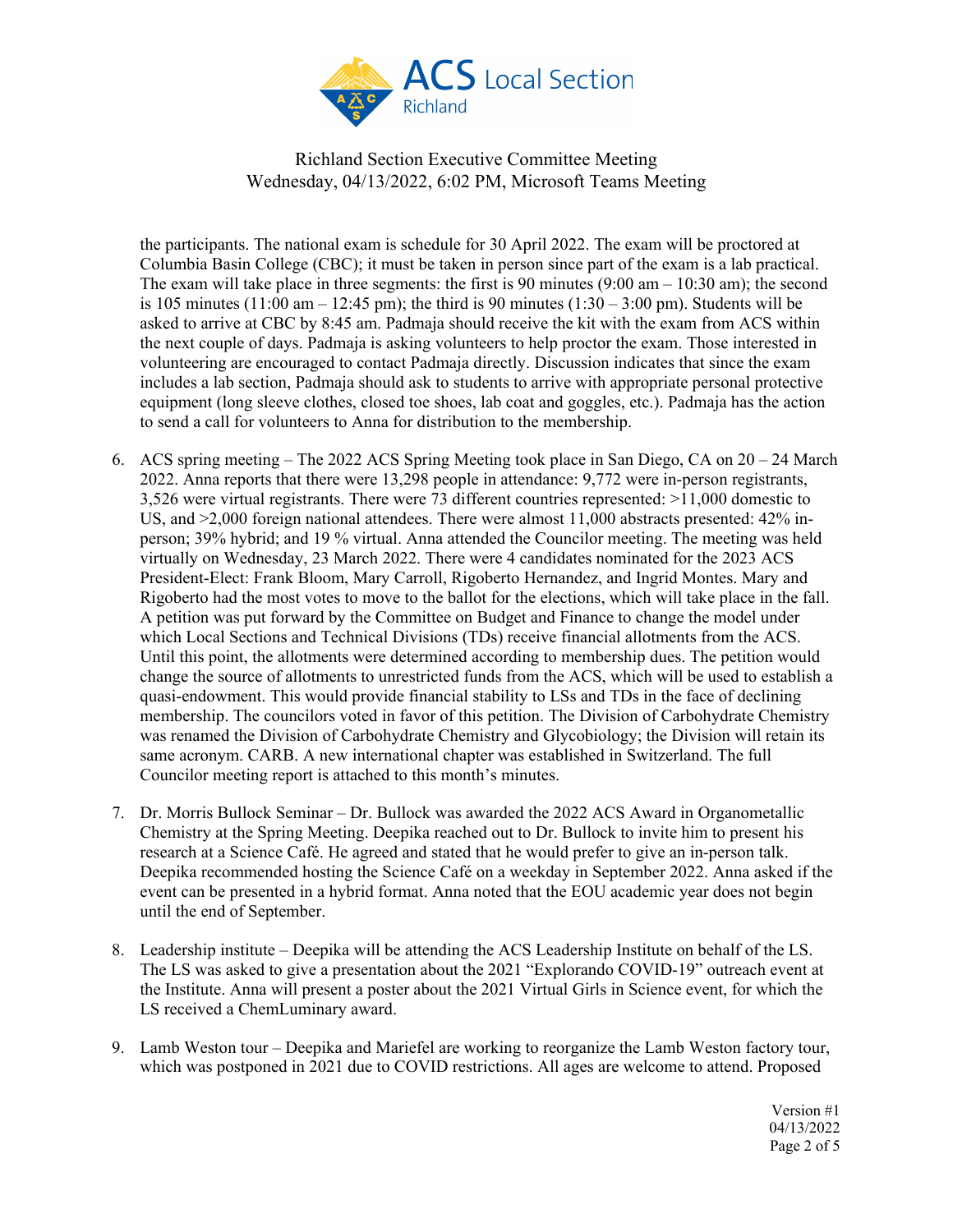the participants. The national exam is schedule for 30 April 2022. The exam will be proctored at Columbia Basin College (CBC); it must be taken in person since part of the exam is a lab practical. The exam will take place in three segments: the first is 90 minutes (9:00 am – 10:30 am); the second is 105 minutes (11:00 am – 12:45 pm); the third is 90 minutes (1:30 – 3:00 pm). Students will be asked to arrive at CBC by 8:45 am. Padmaja should receive the kit with the exam from ACS within the next couple of days. Padmaja is asking volunteers to help proctor the exam. Those interested in volunteering are encouraged to contact Padmaja directly. Discussion indicates that since the exam includes a lab section, Padmaja should ask to students to arrive with appropriate personal protective equipment (long sleeve clothes, closed toe shoes, lab coat and goggles, etc.). Padmaja has the action to send a call for volunteers to Anna for distribution to the membership.

6. ACS spring meeting – The 2022 ACS Spring Meeting took place in San Diego, CA on 20 – 24 March 2022. Anna reports that there were 13,298 people in attendance: 9,772 were in-person registrants, 3,526 were virtual registrants. There were 73 different countries represented: >11,000 domestic to US, and >2,000 foreign national attendees. There were almost 11,000 abstracts presented: 42% in-person; 39% hybrid; and 19 % virtual. Anna attended the Councilor meeting. The meeting was held virtually on Wednesday, 23 March 2022. There were 4 candidates nominated for the 2023 ACS President-Elect: Frank Bloom, Mary Carroll, Rigoberto Hernandez, and Ingrid Montes. Mary and Rigoberto had the most votes to move to the ballot for the elections, which will take place in the fall. A petition was put forward by the Committee on Budget and Finance to change the model under which Local Sections and Technical Divisions (TDs) receive financial allotments from the ACS. Until this point, the allotments were determined according to membership dues. The petition would change the source of allotments to unrestricted funds from the ACS, which will be used to establish a quasi-endowment. This would provide financial stability to LSs and TDs in the face of declining membership. The councilors voted in favor of this petition. The Division of Carbohydrate Chemistry was renamed the Division of Carbohydrate Chemistry and Glycobiology; the Division will retain its same acronym. CARB. A new international chapter was established in Switzerland. The full Councilor meeting report is attached to this month's minutes.

7. Dr. Morris Bullock Seminar – Dr. Bullock was awarded the 2022 ACS Award in Organometallic Chemistry at the Spring Meeting. Deepika reached out to Dr. Bullock to invite him to present his research at a Science Café. He agreed and stated that he would prefer to give an in-person talk. Deepika recommended hosting the Science Café on a weekday in September 2022. Anna asked if the event can be presented in a hybrid format. Anna noted that the EOU academic year does not begin until the end of September.

8. Leadership institute – Deepika will be attending the ACS Leadership Institute on behalf of the LS. The LS was asked to give a presentation about the 2021 "Explorando COVID-19" outreach event at the Institute. Anna will present a poster about the 2021 Virtual Girls in Science event, for which the LS received a ChemLuminary award.

9. Lamb Weston tour – Deepika and Mariefel are working to reorganize the Lamb Weston factory tour, which was postponed in 2021 due to COVID restrictions. All ages are welcome to attend. Proposed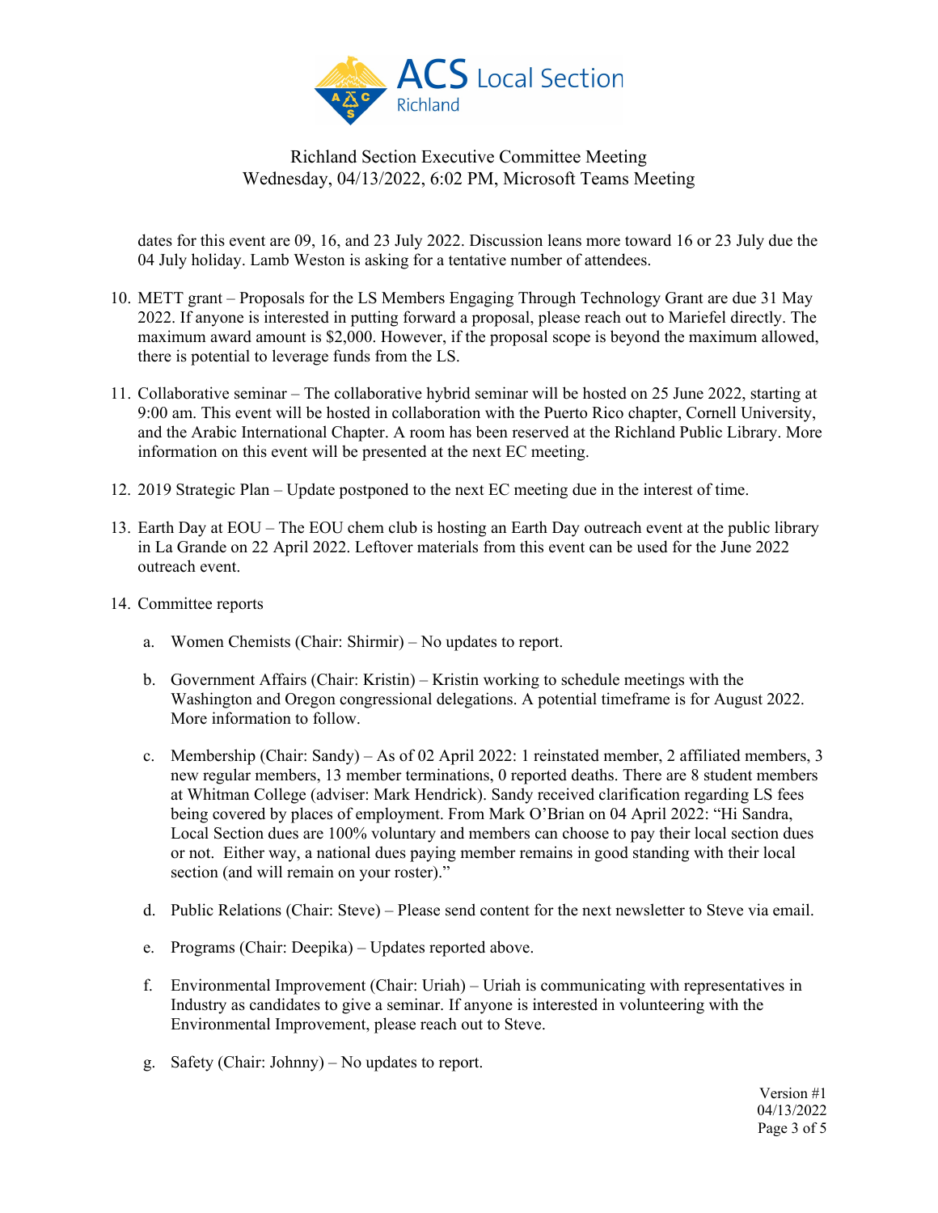dates for this event are 09, 16, and 23 July 2022. Discussion leans more toward 16 or 23 July due the 04 July holiday. Lamb Weston is asking for a tentative number of attendees.

10. METT grant – Proposals for the LS Members Engaging Through Technology Grant are due 31 May 2022. If anyone is interested in putting forward a proposal, please reach out to Mariefel directly. The maximum award amount is $2,000. However, if the proposal scope is beyond the maximum allowed, there is potential to leverage funds from the LS.

11. Collaborative seminar – The collaborative hybrid seminar will be hosted on 25 June 2022, starting at 9:00 am. This event will be hosted in collaboration with the Puerto Rico chapter, Cornell University, and the Arabic International Chapter. A room has been reserved at the Richland Public Library. More information on this event will be presented at the next EC meeting.

12. 2019 Strategic Plan – Update postponed to the next EC meeting due in the interest of time.

13. Earth Day at EOU – The EOU chem club is hosting an Earth Day outreach event at the public library in La Grande on 22 April 2022. Leftover materials from this event can be used for the June 2022 outreach event.

14. Committee reports

    a. Women Chemists (Chair: Shirmir) – No updates to report.

    b. Government Affairs (Chair: Kristin) – Kristin working to schedule meetings with the Washington and Oregon congressional delegations. A potential timeframe is for August 2022. More information to follow.

    c. Membership (Chair: Sandy) – As of 02 April 2022: 1 reinstated member, 2 affiliated members, 3 new regular members, 13 member terminations, 0 reported deaths. There are 8 student members at Whitman College (adviser: Mark Hendrick). Sandy received clarification regarding LS fees being covered by places of employment. From Mark O'Brian on 04 April 2022: "Hi Sandra, Local Section dues are 100% voluntary and members can choose to pay their local section dues or not. Either way, a national dues paying member remains in good standing with their local section (and will remain on your roster)."

    d. Public Relations (Chair: Steve) – Please send content for the next newsletter to Steve via email.

    e. Programs (Chair: Deepika) – Updates reported above.

    f. Environmental Improvement (Chair: Uriah) – Uriah is communicating with representatives in Industry as candidates to give a seminar. If anyone is interested in volunteering with the Environmental Improvement, please reach out to Steve.

    g. Safety (Chair: Johnny) – No updates to report.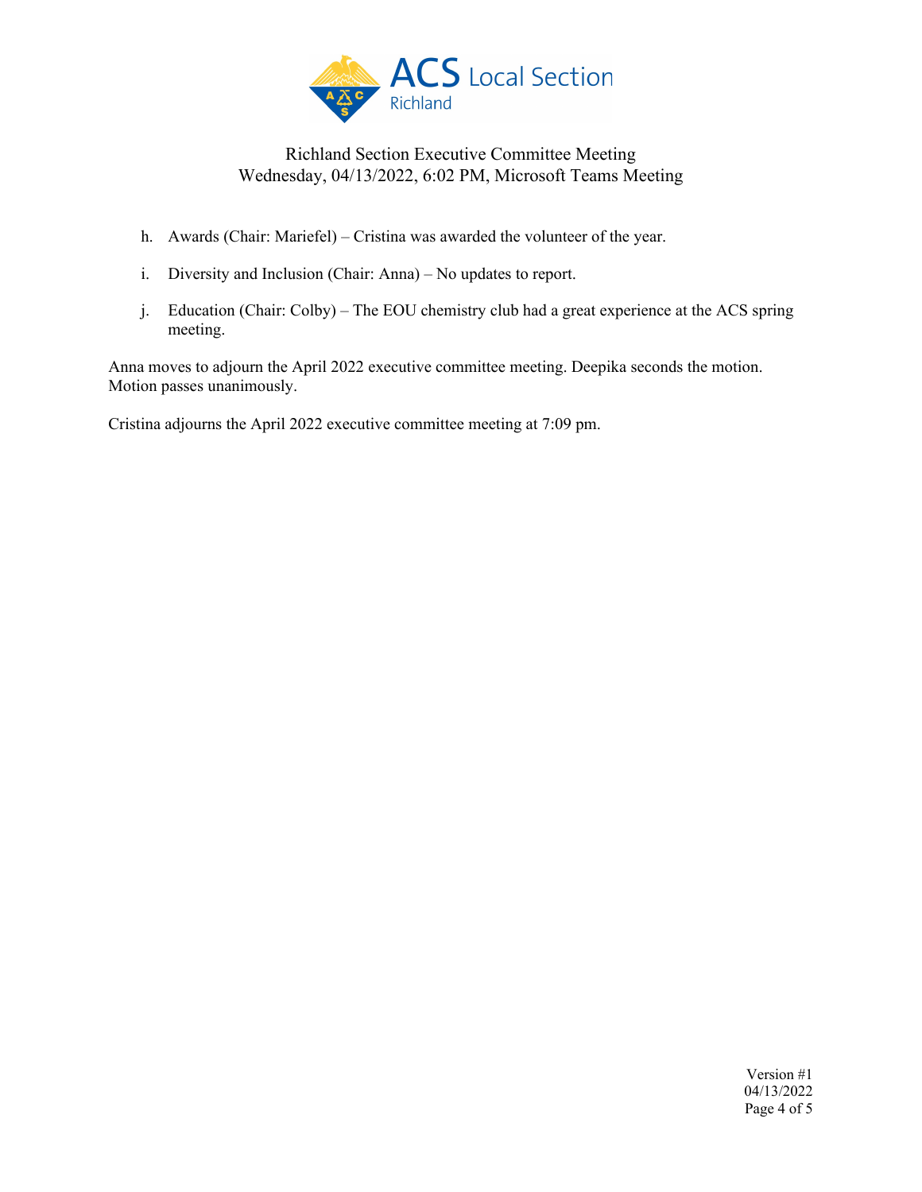h. Awards (Chair: Mariefel) – Cristina was awarded the volunteer of the year.

i. Diversity and Inclusion (Chair: Anna) – No updates to report.

j. Education (Chair: Colby) – The EOU chemistry club had a great experience at the ACS spring meeting.

Anna moves to adjourn the April 2022 executive committee meeting. Deepika seconds the motion. Motion passes unanimously.

Cristina adjourns the April 2022 executive committee meeting at 7:09 pm.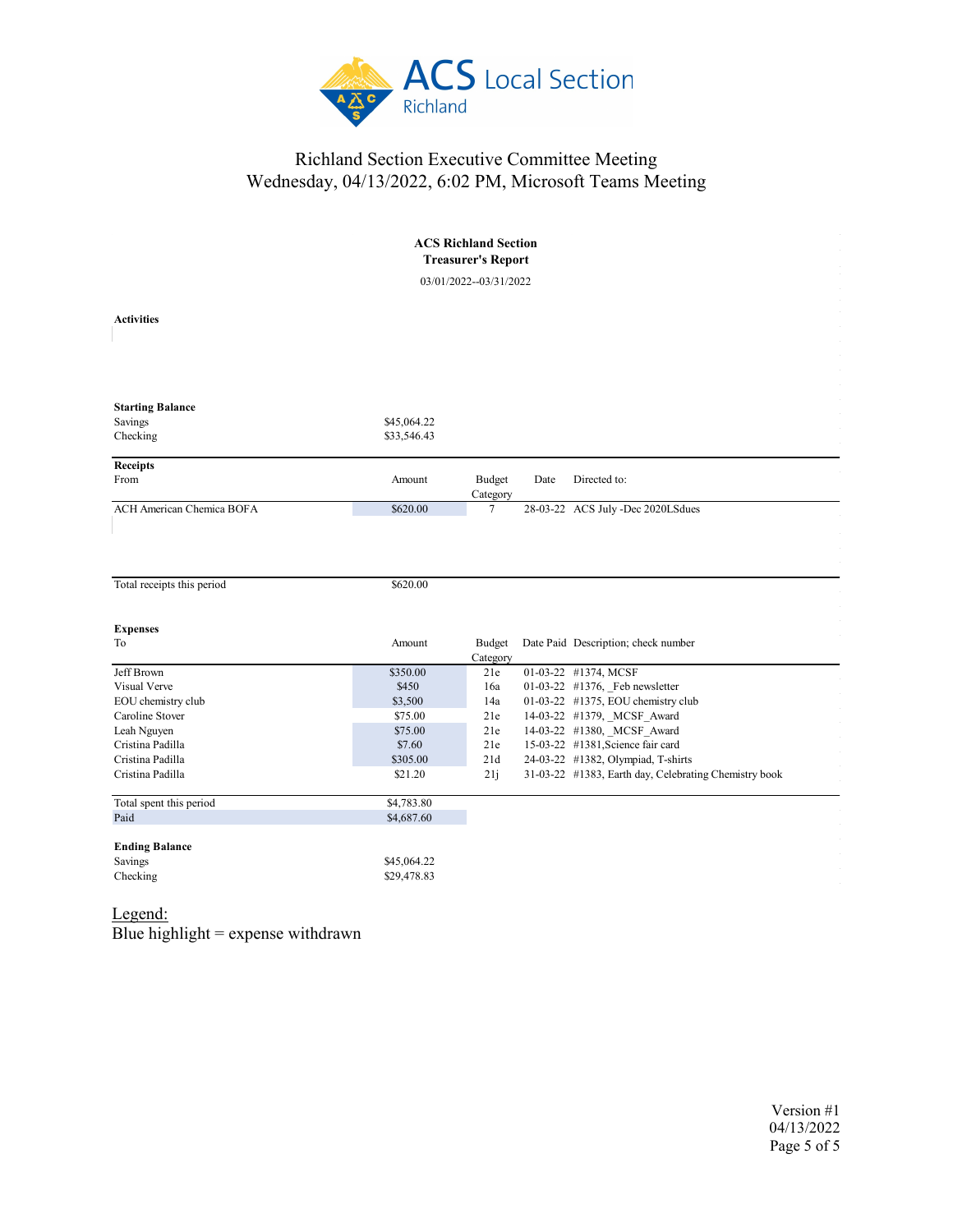# Richland Section Executive Committee Meeting
## Wednesday, 04/13/2022, 6:02 PM, Microsoft Teams Meeting

**ACS Richland Section**
**Treasurer's Report**

03/01/2022--03/31/2022

**Activities**

**Starting Balance**

| | |
|---|---|
| Savings | $45,064.22 |
| Checking | $33,546.43 |

**Receipts**

| From | Amount | Budget Category | Date | Directed to: |
|---|---|---|---|---|
| ACH American Chemica BOFA | $620.00 | 7 | 28-03-22 | ACS July -Dec 2020LSdues |
| Total receipts this period | $620.00 | | | |

**Expenses**

| To | Amount | Budget Category | Date Paid | Description; check number |
|---|---|---|---|---|
| Jeff Brown | $350.00 | 21e | 01-03-22 | #1374, MCSF |
| Visual Verve | $450 | 16a | 01-03-22 | #1376, _Feb newsletter |
| EOU chemistry club | $3,500 | 14a | 01-03-22 | #1375, EOU chemistry club |
| Caroline Stover | $75.00 | 21e | 14-03-22 | #1379, _MCSF_Award |
| Leah Nguyen | $75.00 | 21e | 14-03-22 | #1380, _MCSF_Award |
| Cristina Padilla | $7.60 | 21e | 15-03-22 | #1381,Science fair card |
| Cristina Padilla | $305.00 | 21d | 24-03-22 | #1382, Olympiad, T-shirts |
| Cristina Padilla | $21.20 | 21j | 31-03-22 | #1383, Earth day, Celebrating Chemistry book |
| Total spent this period | $4,783.80 | | | |
| Paid | $4,687.60 | | | |

**Ending Balance**

| | |
|---|---|
| Savings | $45,064.22 |
| Checking | $29,478.83 |

Legend:
Blue highlight = expense withdrawn

Version #1
04/13/2022